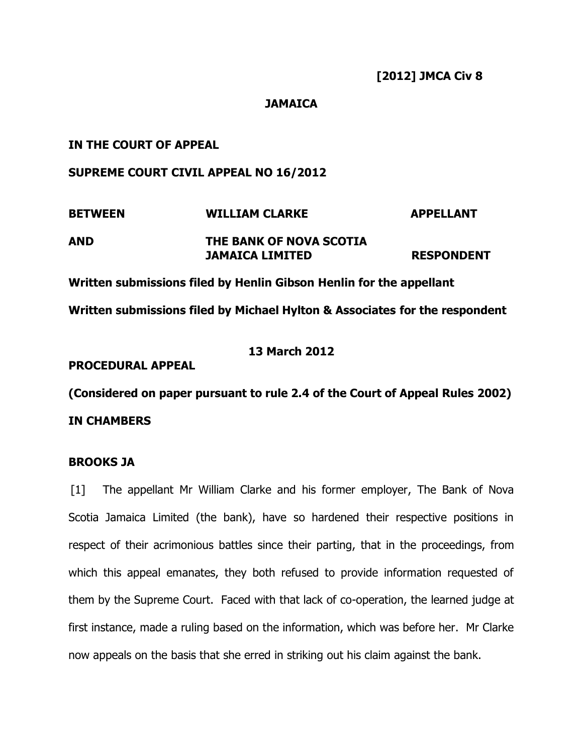**[2012] JMCA Civ 8**

**JAMAICA**

**IN THE COURT OF APPEAL**

**SUPREME COURT CIVIL APPEAL NO 16/2012**

| | | |
|---|---|---|
| **BETWEEN** | **WILLIAM CLARKE** | **APPELLANT** |
| **AND** | **THE BANK OF NOVA SCOTIA JAMAICA LIMITED** | **RESPONDENT** |

**Written submissions filed by Henlin Gibson Henlin for the appellant**

**Written submissions filed by Michael Hylton & Associates for the respondent**

**13 March 2012**

**PROCEDURAL APPEAL**

**(Considered on paper pursuant to rule 2.4 of the Court of Appeal Rules 2002)**

**IN CHAMBERS**

**BROOKS JA**

[1] The appellant Mr William Clarke and his former employer, The Bank of Nova Scotia Jamaica Limited (the bank), have so hardened their respective positions in respect of their acrimonious battles since their parting, that in the proceedings, from which this appeal emanates, they both refused to provide information requested of them by the Supreme Court. Faced with that lack of co-operation, the learned judge at first instance, made a ruling based on the information, which was before her. Mr Clarke now appeals on the basis that she erred in striking out his claim against the bank.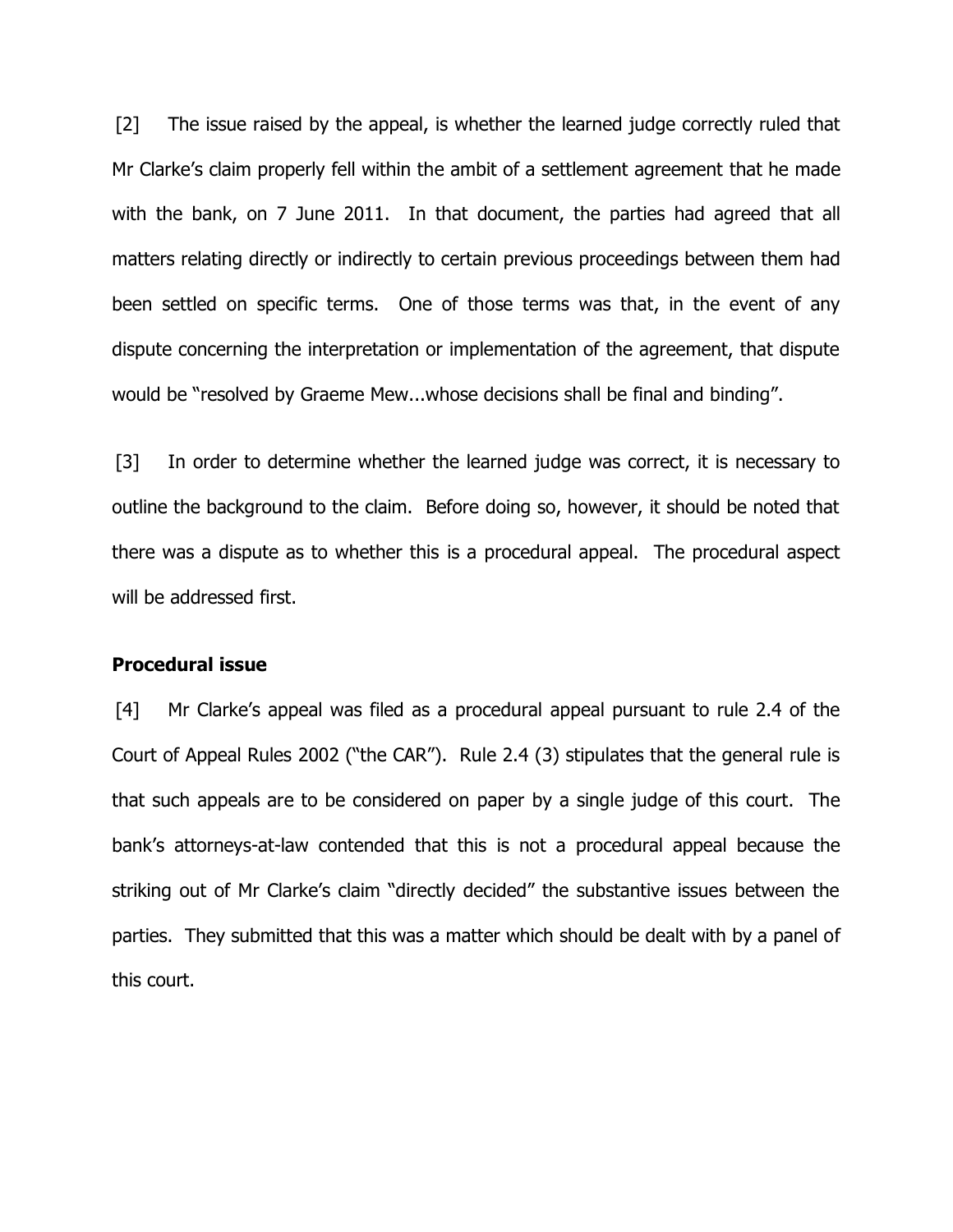[2] The issue raised by the appeal, is whether the learned judge correctly ruled that Mr Clarke's claim properly fell within the ambit of a settlement agreement that he made with the bank, on 7 June 2011. In that document, the parties had agreed that all matters relating directly or indirectly to certain previous proceedings between them had been settled on specific terms. One of those terms was that, in the event of any dispute concerning the interpretation or implementation of the agreement, that dispute would be "resolved by Graeme Mew...whose decisions shall be final and binding".

[3] In order to determine whether the learned judge was correct, it is necessary to outline the background to the claim. Before doing so, however, it should be noted that there was a dispute as to whether this is a procedural appeal. The procedural aspect will be addressed first.

**Procedural issue**

[4] Mr Clarke's appeal was filed as a procedural appeal pursuant to rule 2.4 of the Court of Appeal Rules 2002 ("the CAR"). Rule 2.4 (3) stipulates that the general rule is that such appeals are to be considered on paper by a single judge of this court. The bank's attorneys-at-law contended that this is not a procedural appeal because the striking out of Mr Clarke's claim "directly decided" the substantive issues between the parties. They submitted that this was a matter which should be dealt with by a panel of this court.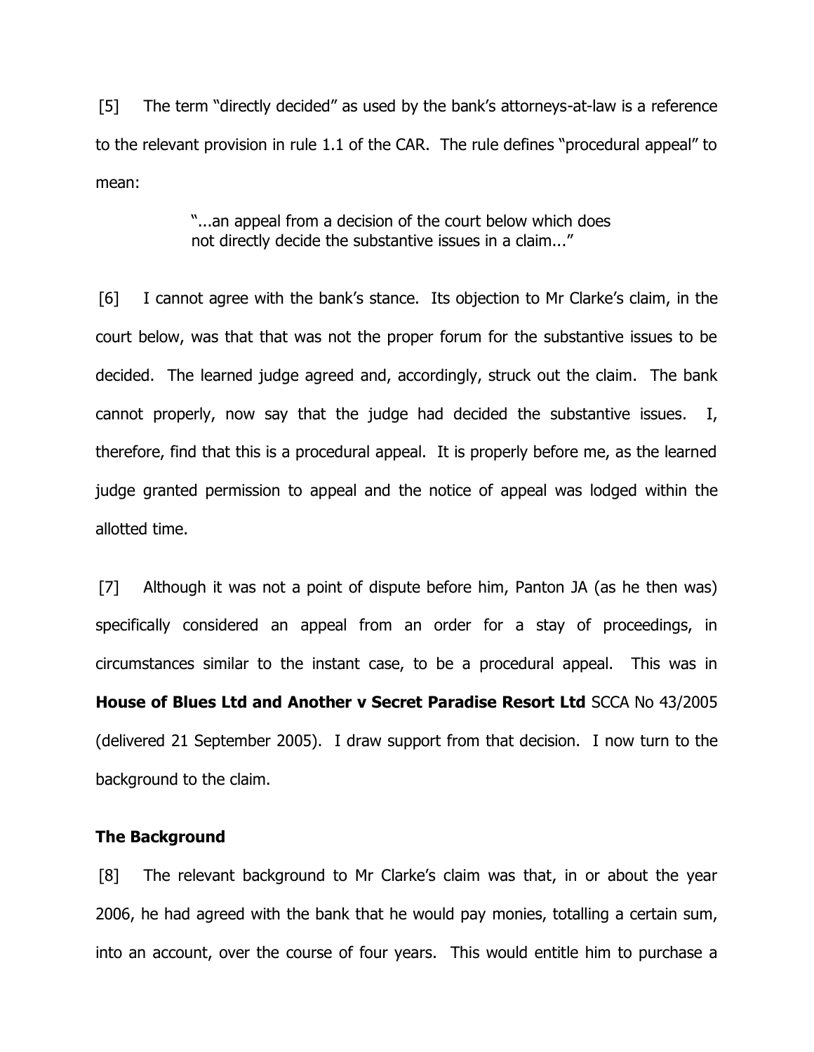[5] The term "directly decided" as used by the bank's attorneys-at-law is a reference to the relevant provision in rule 1.1 of the CAR. The rule defines "procedural appeal" to mean:

> "...an appeal from a decision of the court below which does not directly decide the substantive issues in a claim..."

[6] I cannot agree with the bank's stance. Its objection to Mr Clarke's claim, in the court below, was that that was not the proper forum for the substantive issues to be decided. The learned judge agreed and, accordingly, struck out the claim. The bank cannot properly, now say that the judge had decided the substantive issues. I, therefore, find that this is a procedural appeal. It is properly before me, as the learned judge granted permission to appeal and the notice of appeal was lodged within the allotted time.

[7] Although it was not a point of dispute before him, Panton JA (as he then was) specifically considered an appeal from an order for a stay of proceedings, in circumstances similar to the instant case, to be a procedural appeal. This was in **House of Blues Ltd and Another v Secret Paradise Resort Ltd** SCCA No 43/2005 (delivered 21 September 2005). I draw support from that decision. I now turn to the background to the claim.

## The Background

[8] The relevant background to Mr Clarke's claim was that, in or about the year 2006, he had agreed with the bank that he would pay monies, totalling a certain sum, into an account, over the course of four years. This would entitle him to purchase a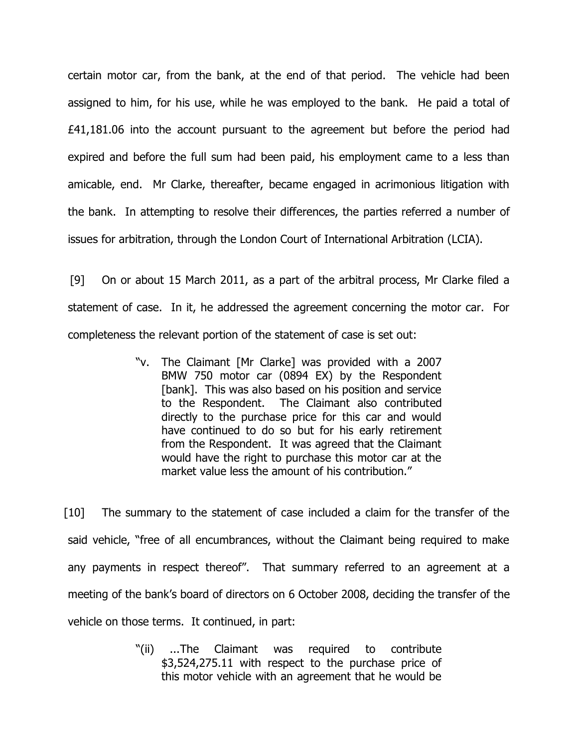certain motor car, from the bank, at the end of that period. The vehicle had been assigned to him, for his use, while he was employed to the bank. He paid a total of £41,181.06 into the account pursuant to the agreement but before the period had expired and before the full sum had been paid, his employment came to a less than amicable, end. Mr Clarke, thereafter, became engaged in acrimonious litigation with the bank. In attempting to resolve their differences, the parties referred a number of issues for arbitration, through the London Court of International Arbitration (LCIA).

[9] On or about 15 March 2011, as a part of the arbitral process, Mr Clarke filed a statement of case. In it, he addressed the agreement concerning the motor car. For completeness the relevant portion of the statement of case is set out:

> "v. The Claimant [Mr Clarke] was provided with a 2007 BMW 750 motor car (0894 EX) by the Respondent [bank]. This was also based on his position and service to the Respondent. The Claimant also contributed directly to the purchase price for this car and would have continued to do so but for his early retirement from the Respondent. It was agreed that the Claimant would have the right to purchase this motor car at the market value less the amount of his contribution."

[10] The summary to the statement of case included a claim for the transfer of the said vehicle, "free of all encumbrances, without the Claimant being required to make any payments in respect thereof". That summary referred to an agreement at a meeting of the bank's board of directors on 6 October 2008, deciding the transfer of the vehicle on those terms. It continued, in part:

> "(ii) ...The Claimant was required to contribute $3,524,275.11 with respect to the purchase price of this motor vehicle with an agreement that he would be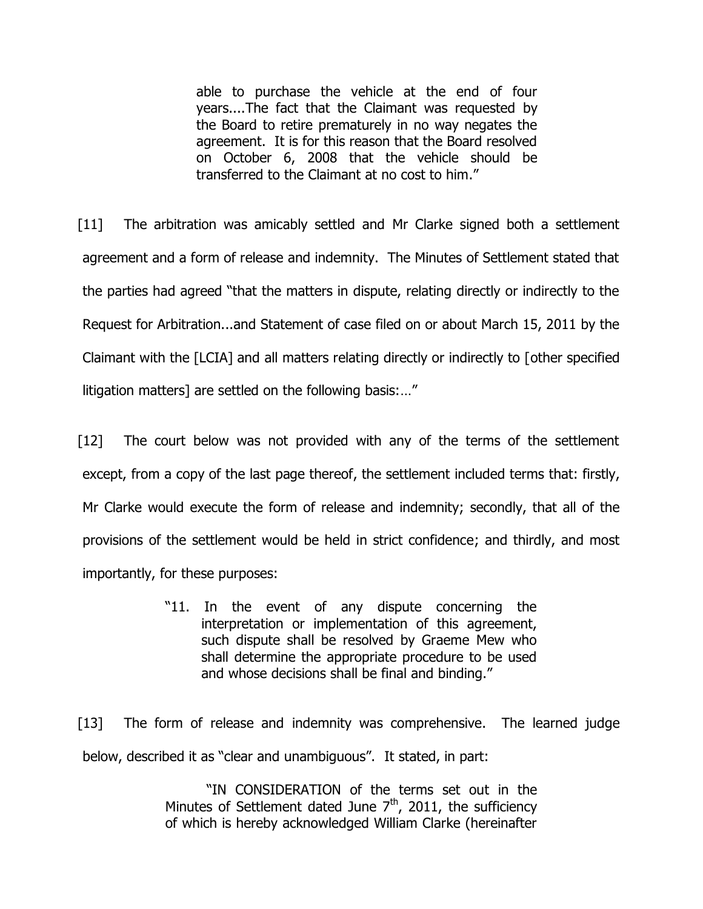> able to purchase the vehicle at the end of four years....The fact that the Claimant was requested by the Board to retire prematurely in no way negates the agreement. It is for this reason that the Board resolved on October 6, 2008 that the vehicle should be transferred to the Claimant at no cost to him."

[11] The arbitration was amicably settled and Mr Clarke signed both a settlement agreement and a form of release and indemnity. The Minutes of Settlement stated that the parties had agreed "that the matters in dispute, relating directly or indirectly to the Request for Arbitration...and Statement of case filed on or about March 15, 2011 by the Claimant with the [LCIA] and all matters relating directly or indirectly to [other specified litigation matters] are settled on the following basis:…"

[12] The court below was not provided with any of the terms of the settlement except, from a copy of the last page thereof, the settlement included terms that: firstly, Mr Clarke would execute the form of release and indemnity; secondly, that all of the provisions of the settlement would be held in strict confidence; and thirdly, and most importantly, for these purposes:

> "11. In the event of any dispute concerning the interpretation or implementation of this agreement, such dispute shall be resolved by Graeme Mew who shall determine the appropriate procedure to be used and whose decisions shall be final and binding."

[13] The form of release and indemnity was comprehensive. The learned judge below, described it as "clear and unambiguous". It stated, in part:

> "IN CONSIDERATION of the terms set out in the Minutes of Settlement dated June 7th, 2011, the sufficiency of which is hereby acknowledged William Clarke (hereinafter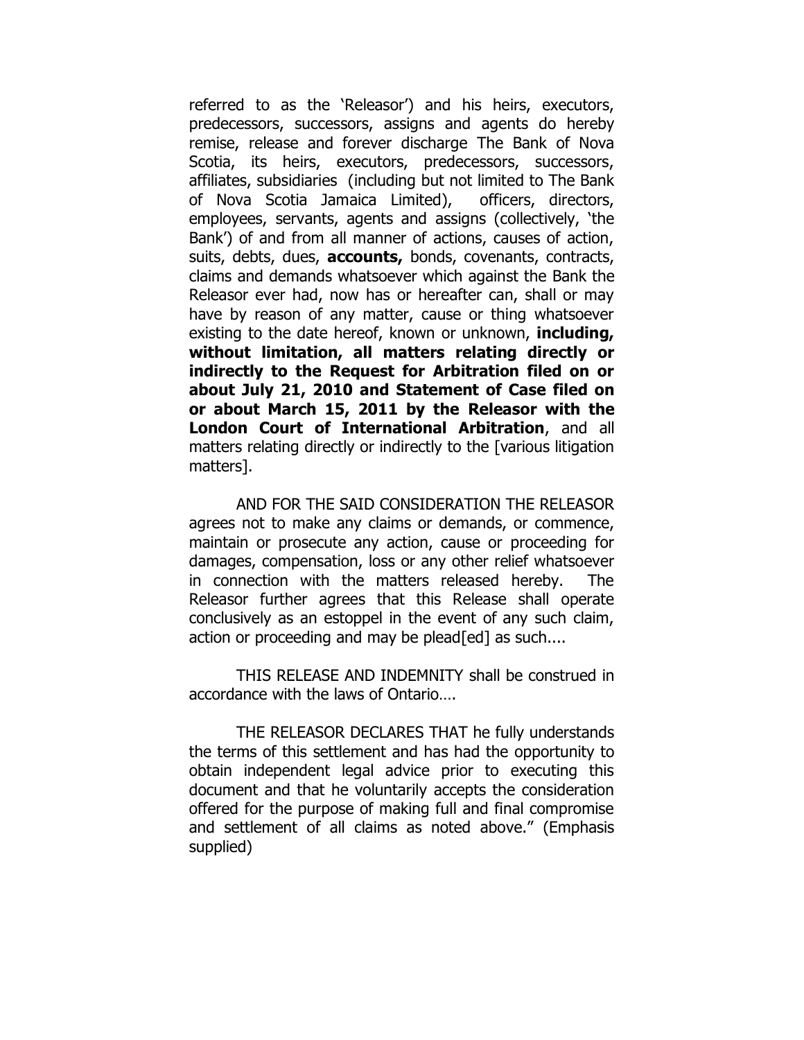referred to as the 'Releasor') and his heirs, executors, predecessors, successors, assigns and agents do hereby remise, release and forever discharge The Bank of Nova Scotia, its heirs, executors, predecessors, successors, affiliates, subsidiaries (including but not limited to The Bank of Nova Scotia Jamaica Limited), officers, directors, employees, servants, agents and assigns (collectively, 'the Bank') of and from all manner of actions, causes of action, suits, debts, dues, **accounts,** bonds, covenants, contracts, claims and demands whatsoever which against the Bank the Releasor ever had, now has or hereafter can, shall or may have by reason of any matter, cause or thing whatsoever existing to the date hereof, known or unknown, **including, without limitation, all matters relating directly or indirectly to the Request for Arbitration filed on or about July 21, 2010 and Statement of Case filed on or about March 15, 2011 by the Releasor with the London Court of International Arbitration**, and all matters relating directly or indirectly to the [various litigation matters].

AND FOR THE SAID CONSIDERATION THE RELEASOR agrees not to make any claims or demands, or commence, maintain or prosecute any action, cause or proceeding for damages, compensation, loss or any other relief whatsoever in connection with the matters released hereby. The Releasor further agrees that this Release shall operate conclusively as an estoppel in the event of any such claim, action or proceeding and may be plead[ed] as such....

THIS RELEASE AND INDEMNITY shall be construed in accordance with the laws of Ontario….

THE RELEASOR DECLARES THAT he fully understands the terms of this settlement and has had the opportunity to obtain independent legal advice prior to executing this document and that he voluntarily accepts the consideration offered for the purpose of making full and final compromise and settlement of all claims as noted above." (Emphasis supplied)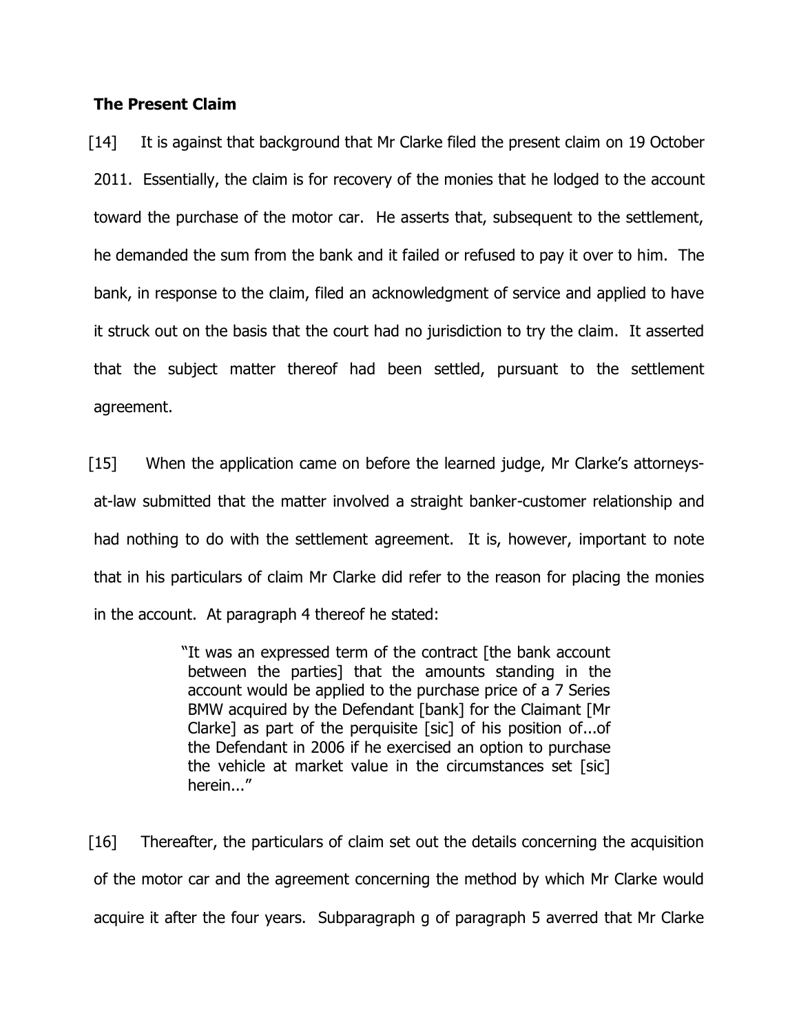**The Present Claim**

[14] It is against that background that Mr Clarke filed the present claim on 19 October 2011. Essentially, the claim is for recovery of the monies that he lodged to the account toward the purchase of the motor car. He asserts that, subsequent to the settlement, he demanded the sum from the bank and it failed or refused to pay it over to him. The bank, in response to the claim, filed an acknowledgment of service and applied to have it struck out on the basis that the court had no jurisdiction to try the claim. It asserted that the subject matter thereof had been settled, pursuant to the settlement agreement.

[15] When the application came on before the learned judge, Mr Clarke's attorneys-at-law submitted that the matter involved a straight banker-customer relationship and had nothing to do with the settlement agreement. It is, however, important to note that in his particulars of claim Mr Clarke did refer to the reason for placing the monies in the account. At paragraph 4 thereof he stated:

> "It was an expressed term of the contract [the bank account between the parties] that the amounts standing in the account would be applied to the purchase price of a 7 Series BMW acquired by the Defendant [bank] for the Claimant [Mr Clarke] as part of the perquisite [sic] of his position of...of the Defendant in 2006 if he exercised an option to purchase the vehicle at market value in the circumstances set [sic] herein..."

[16] Thereafter, the particulars of claim set out the details concerning the acquisition of the motor car and the agreement concerning the method by which Mr Clarke would acquire it after the four years. Subparagraph g of paragraph 5 averred that Mr Clarke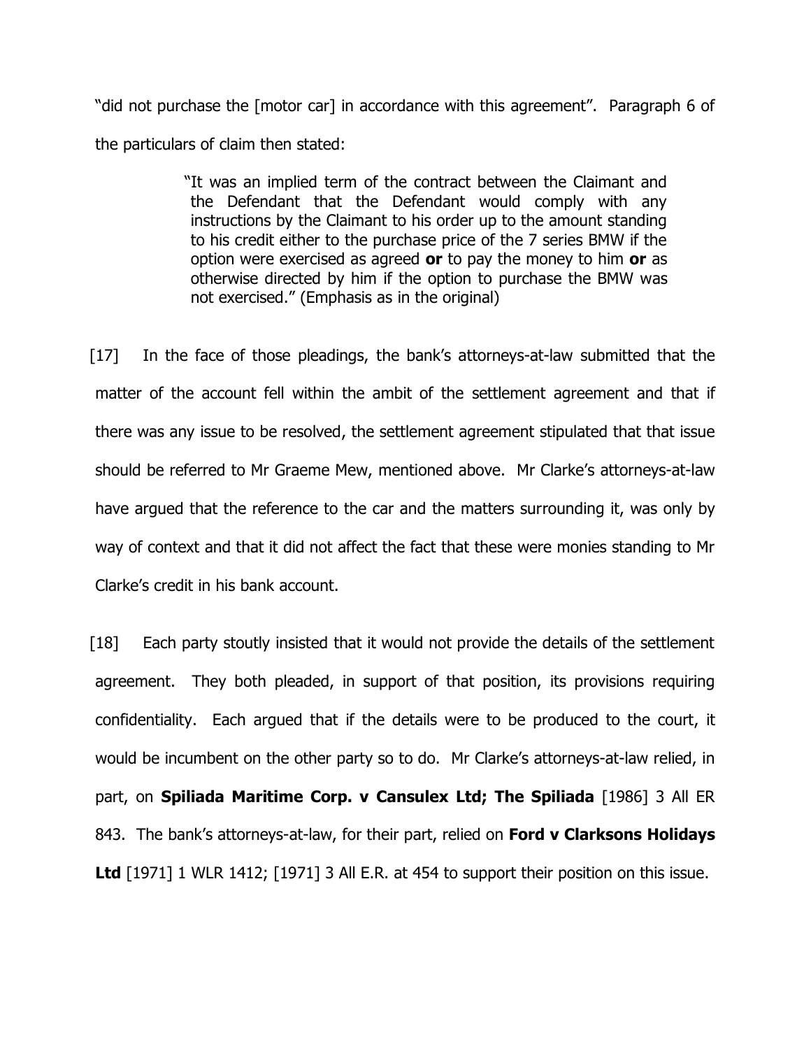"did not purchase the [motor car] in accordance with this agreement". Paragraph 6 of the particulars of claim then stated:

> "It was an implied term of the contract between the Claimant and the Defendant that the Defendant would comply with any instructions by the Claimant to his order up to the amount standing to his credit either to the purchase price of the 7 series BMW if the option were exercised as agreed **or** to pay the money to him **or** as otherwise directed by him if the option to purchase the BMW was not exercised." (Emphasis as in the original)

[17] In the face of those pleadings, the bank's attorneys-at-law submitted that the matter of the account fell within the ambit of the settlement agreement and that if there was any issue to be resolved, the settlement agreement stipulated that that issue should be referred to Mr Graeme Mew, mentioned above. Mr Clarke's attorneys-at-law have argued that the reference to the car and the matters surrounding it, was only by way of context and that it did not affect the fact that these were monies standing to Mr Clarke's credit in his bank account.

[18] Each party stoutly insisted that it would not provide the details of the settlement agreement. They both pleaded, in support of that position, its provisions requiring confidentiality. Each argued that if the details were to be produced to the court, it would be incumbent on the other party so to do. Mr Clarke's attorneys-at-law relied, in part, on **Spiliada Maritime Corp. v Cansulex Ltd; The Spiliada** [1986] 3 All ER 843. The bank's attorneys-at-law, for their part, relied on **Ford v Clarksons Holidays Ltd** [1971] 1 WLR 1412; [1971] 3 All E.R. at 454 to support their position on this issue.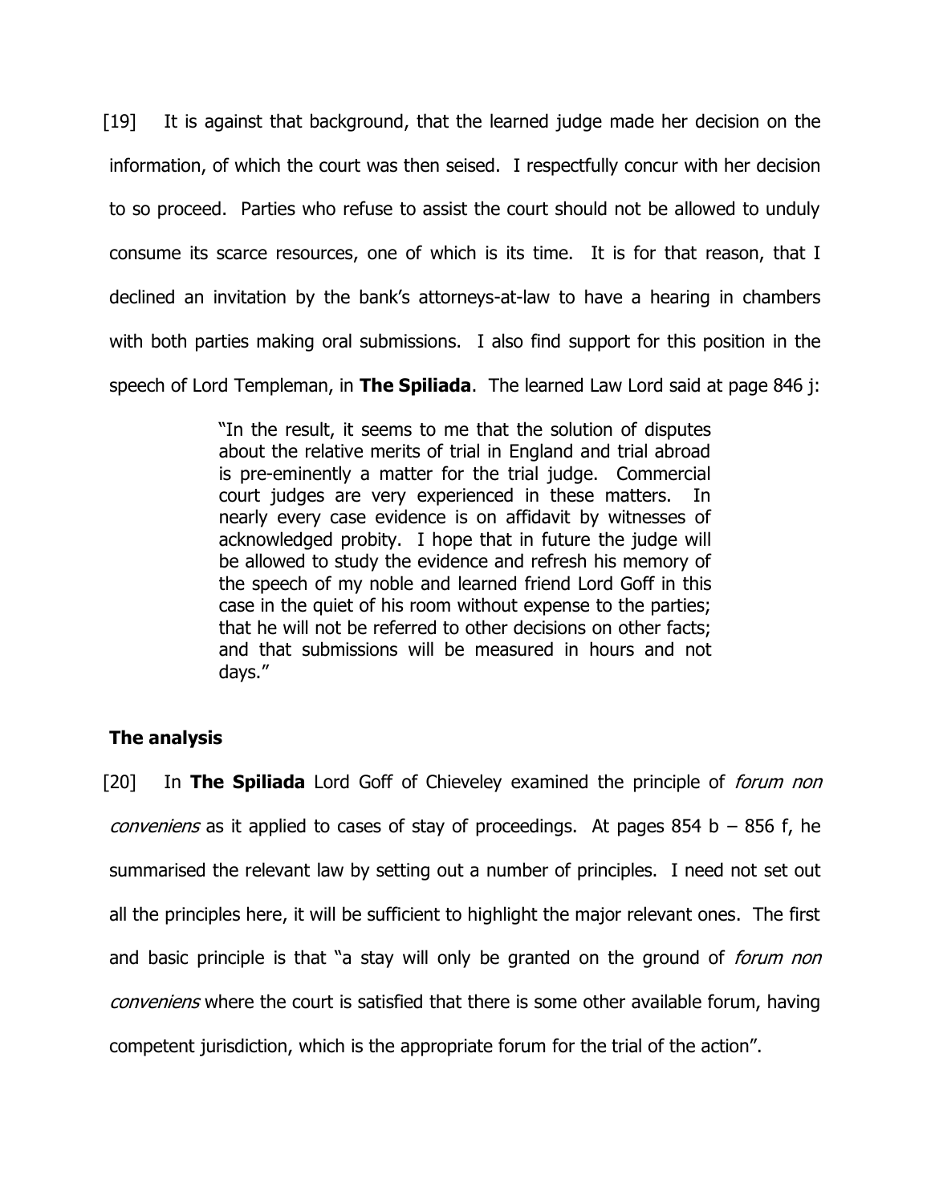[19] It is against that background, that the learned judge made her decision on the information, of which the court was then seised. I respectfully concur with her decision to so proceed. Parties who refuse to assist the court should not be allowed to unduly consume its scarce resources, one of which is its time. It is for that reason, that I declined an invitation by the bank's attorneys-at-law to have a hearing in chambers with both parties making oral submissions. I also find support for this position in the speech of Lord Templeman, in **The Spiliada**. The learned Law Lord said at page 846 j:

> "In the result, it seems to me that the solution of disputes about the relative merits of trial in England and trial abroad is pre-eminently a matter for the trial judge. Commercial court judges are very experienced in these matters. In nearly every case evidence is on affidavit by witnesses of acknowledged probity. I hope that in future the judge will be allowed to study the evidence and refresh his memory of the speech of my noble and learned friend Lord Goff in this case in the quiet of his room without expense to the parties; that he will not be referred to other decisions on other facts; and that submissions will be measured in hours and not days."

## The analysis

[20] In **The Spiliada** Lord Goff of Chieveley examined the principle of *forum non conveniens* as it applied to cases of stay of proceedings. At pages 854 b – 856 f, he summarised the relevant law by setting out a number of principles. I need not set out all the principles here, it will be sufficient to highlight the major relevant ones. The first and basic principle is that "a stay will only be granted on the ground of *forum non conveniens* where the court is satisfied that there is some other available forum, having competent jurisdiction, which is the appropriate forum for the trial of the action".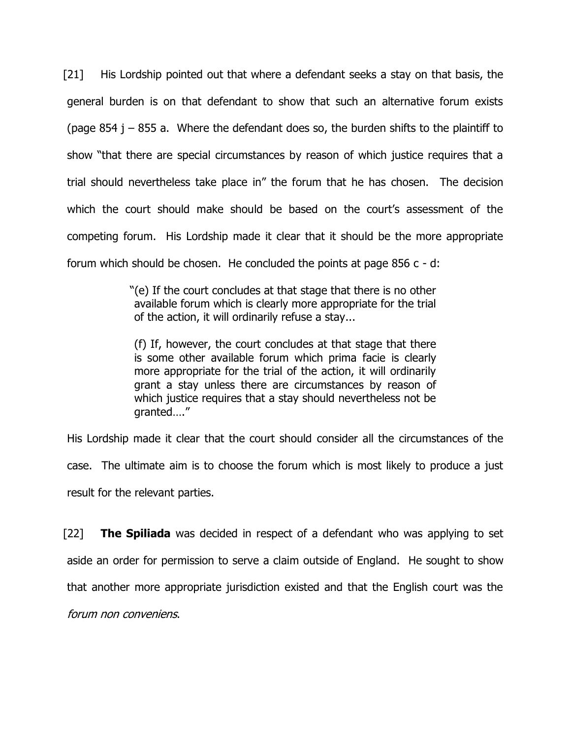[21] His Lordship pointed out that where a defendant seeks a stay on that basis, the general burden is on that defendant to show that such an alternative forum exists (page 854 j – 855 a. Where the defendant does so, the burden shifts to the plaintiff to show "that there are special circumstances by reason of which justice requires that a trial should nevertheless take place in" the forum that he has chosen. The decision which the court should make should be based on the court's assessment of the competing forum. His Lordship made it clear that it should be the more appropriate forum which should be chosen. He concluded the points at page 856 c - d:

> "(e) If the court concludes at that stage that there is no other available forum which is clearly more appropriate for the trial of the action, it will ordinarily refuse a stay...
>
> (f) If, however, the court concludes at that stage that there is some other available forum which prima facie is clearly more appropriate for the trial of the action, it will ordinarily grant a stay unless there are circumstances by reason of which justice requires that a stay should nevertheless not be granted…."

His Lordship made it clear that the court should consider all the circumstances of the case. The ultimate aim is to choose the forum which is most likely to produce a just result for the relevant parties.

[22] **The Spiliada** was decided in respect of a defendant who was applying to set aside an order for permission to serve a claim outside of England. He sought to show that another more appropriate jurisdiction existed and that the English court was the *forum non conveniens*.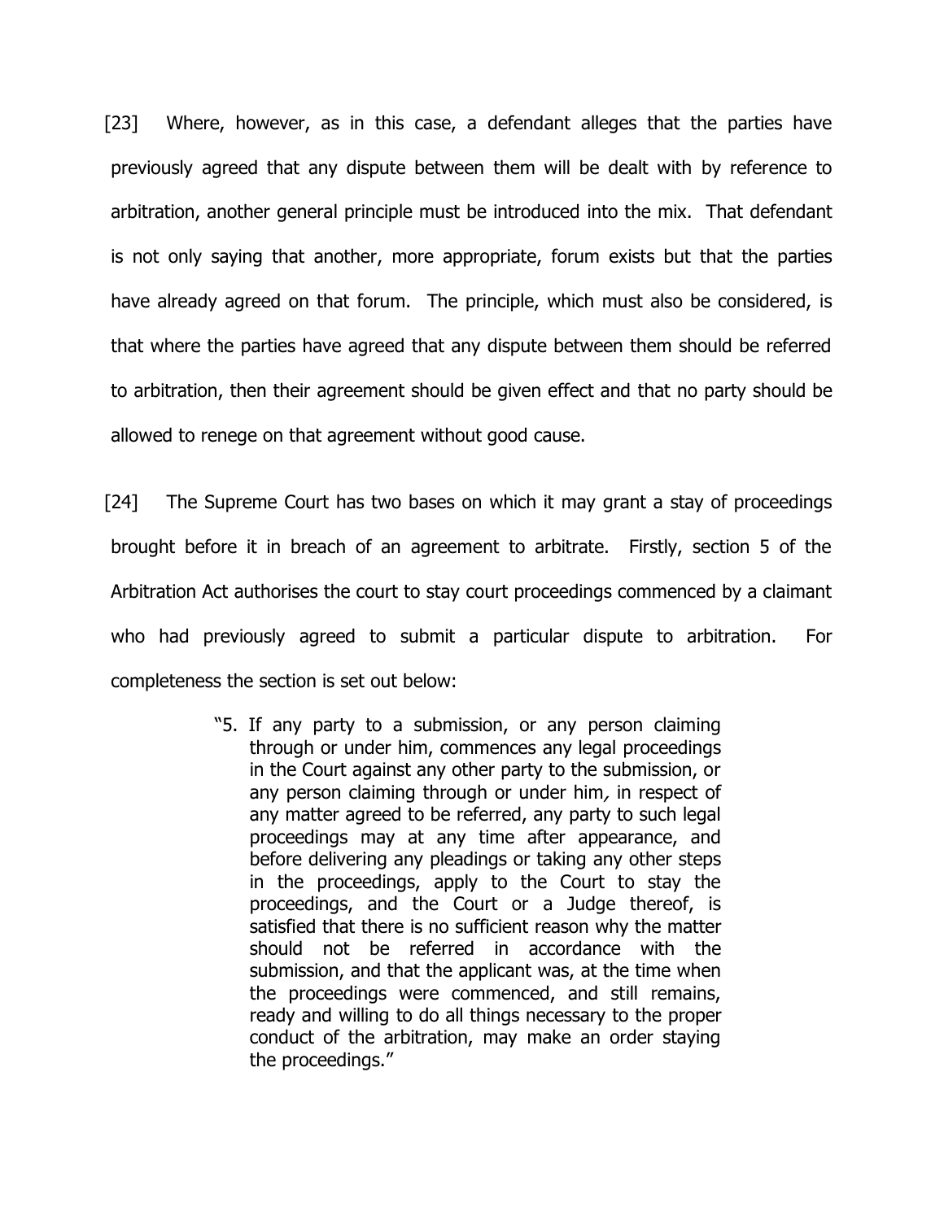[23] Where, however, as in this case, a defendant alleges that the parties have previously agreed that any dispute between them will be dealt with by reference to arbitration, another general principle must be introduced into the mix. That defendant is not only saying that another, more appropriate, forum exists but that the parties have already agreed on that forum. The principle, which must also be considered, is that where the parties have agreed that any dispute between them should be referred to arbitration, then their agreement should be given effect and that no party should be allowed to renege on that agreement without good cause.

[24] The Supreme Court has two bases on which it may grant a stay of proceedings brought before it in breach of an agreement to arbitrate. Firstly, section 5 of the Arbitration Act authorises the court to stay court proceedings commenced by a claimant who had previously agreed to submit a particular dispute to arbitration. For completeness the section is set out below:

> "5. If any party to a submission, or any person claiming through or under him, commences any legal proceedings in the Court against any other party to the submission, or any person claiming through or under him*,* in respect of any matter agreed to be referred, any party to such legal proceedings may at any time after appearance, and before delivering any pleadings or taking any other steps in the proceedings, apply to the Court to stay the proceedings, and the Court or a Judge thereof, is satisfied that there is no sufficient reason why the matter should not be referred in accordance with the submission, and that the applicant was, at the time when the proceedings were commenced, and still remains, ready and willing to do all things necessary to the proper conduct of the arbitration, may make an order staying the proceedings."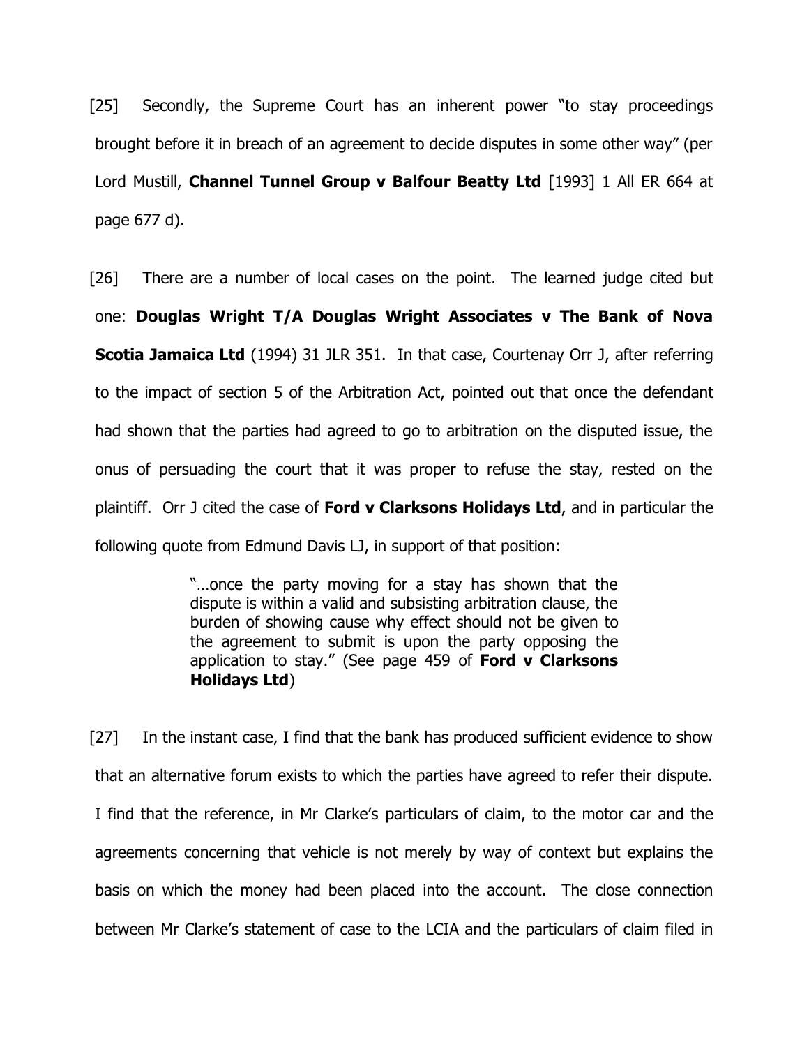[25] Secondly, the Supreme Court has an inherent power "to stay proceedings brought before it in breach of an agreement to decide disputes in some other way" (per Lord Mustill, **Channel Tunnel Group v Balfour Beatty Ltd** [1993] 1 All ER 664 at page 677 d).

[26] There are a number of local cases on the point. The learned judge cited but one: **Douglas Wright T/A Douglas Wright Associates v The Bank of Nova Scotia Jamaica Ltd** (1994) 31 JLR 351. In that case, Courtenay Orr J, after referring to the impact of section 5 of the Arbitration Act, pointed out that once the defendant had shown that the parties had agreed to go to arbitration on the disputed issue, the onus of persuading the court that it was proper to refuse the stay, rested on the plaintiff. Orr J cited the case of **Ford v Clarksons Holidays Ltd**, and in particular the following quote from Edmund Davis LJ, in support of that position:

> "…once the party moving for a stay has shown that the dispute is within a valid and subsisting arbitration clause, the burden of showing cause why effect should not be given to the agreement to submit is upon the party opposing the application to stay." (See page 459 of **Ford v Clarksons Holidays Ltd**)

[27] In the instant case, I find that the bank has produced sufficient evidence to show that an alternative forum exists to which the parties have agreed to refer their dispute. I find that the reference, in Mr Clarke's particulars of claim, to the motor car and the agreements concerning that vehicle is not merely by way of context but explains the basis on which the money had been placed into the account. The close connection between Mr Clarke's statement of case to the LCIA and the particulars of claim filed in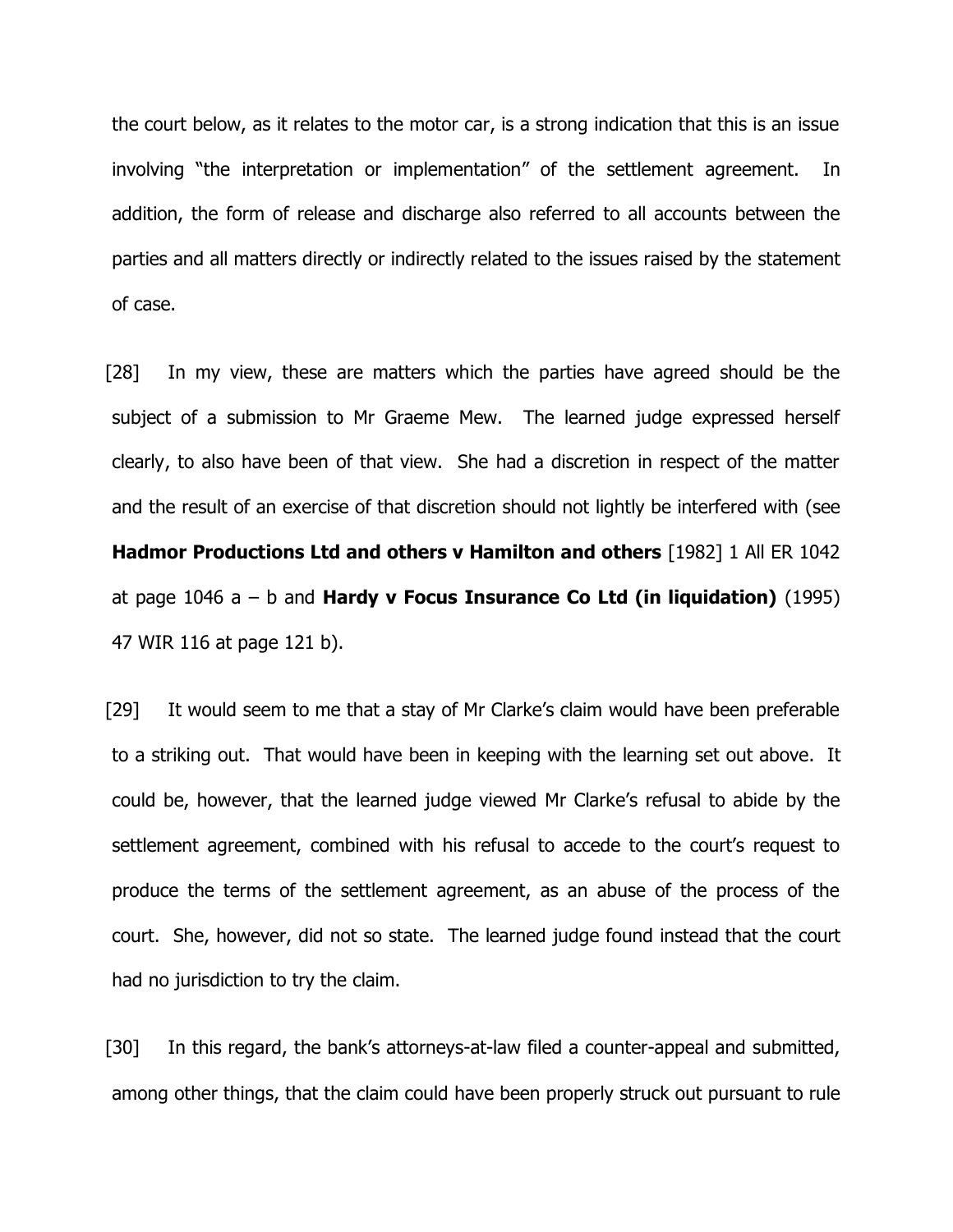the court below, as it relates to the motor car, is a strong indication that this is an issue involving "the interpretation or implementation" of the settlement agreement. In addition, the form of release and discharge also referred to all accounts between the parties and all matters directly or indirectly related to the issues raised by the statement of case.

[28] In my view, these are matters which the parties have agreed should be the subject of a submission to Mr Graeme Mew. The learned judge expressed herself clearly, to also have been of that view. She had a discretion in respect of the matter and the result of an exercise of that discretion should not lightly be interfered with (see **Hadmor Productions Ltd and others v Hamilton and others** [1982] 1 All ER 1042 at page 1046 a – b and **Hardy v Focus Insurance Co Ltd (in liquidation)** (1995) 47 WIR 116 at page 121 b).

[29] It would seem to me that a stay of Mr Clarke's claim would have been preferable to a striking out. That would have been in keeping with the learning set out above. It could be, however, that the learned judge viewed Mr Clarke's refusal to abide by the settlement agreement, combined with his refusal to accede to the court's request to produce the terms of the settlement agreement, as an abuse of the process of the court. She, however, did not so state. The learned judge found instead that the court had no jurisdiction to try the claim.

[30] In this regard, the bank's attorneys-at-law filed a counter-appeal and submitted, among other things, that the claim could have been properly struck out pursuant to rule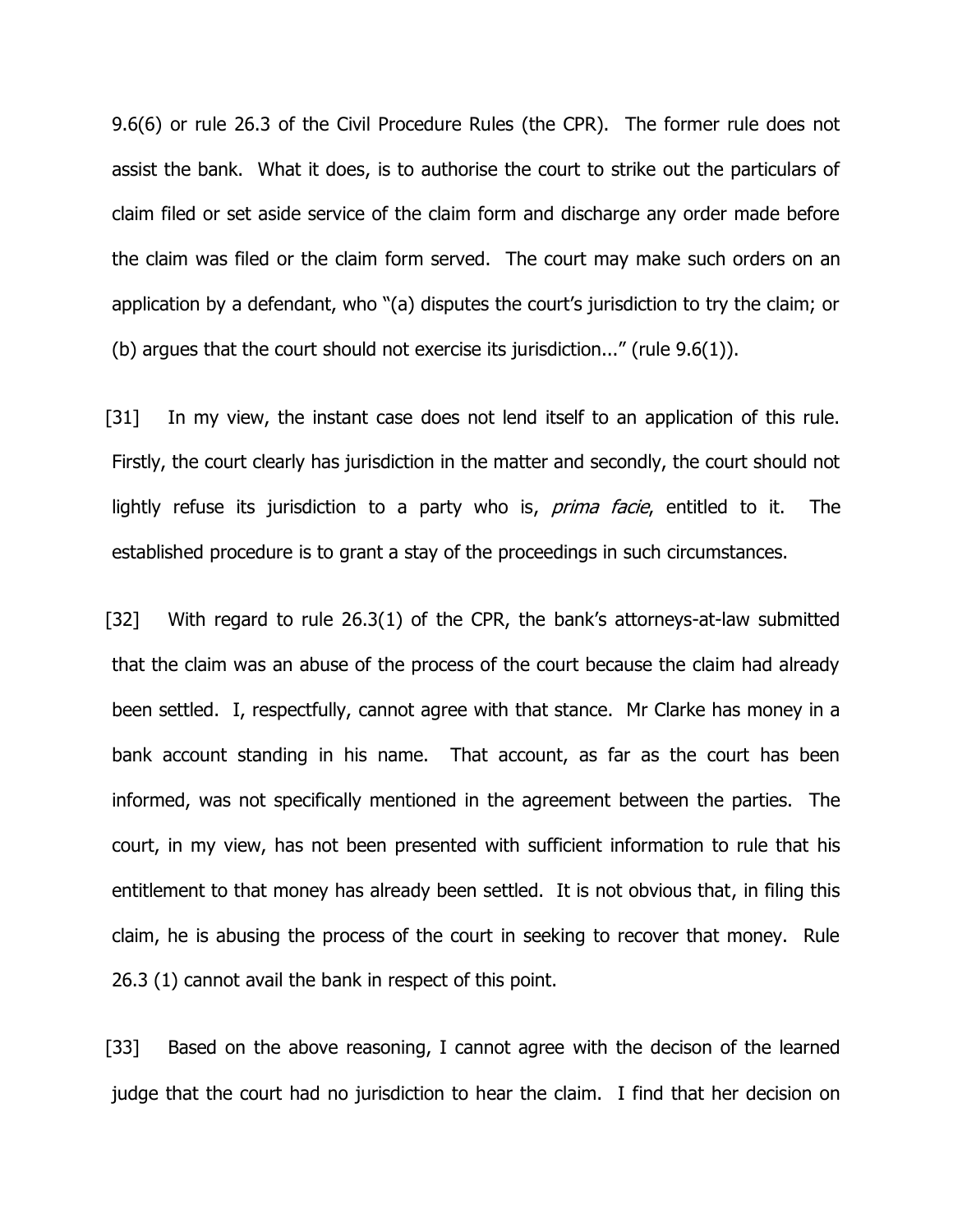9.6(6) or rule 26.3 of the Civil Procedure Rules (the CPR). The former rule does not assist the bank. What it does, is to authorise the court to strike out the particulars of claim filed or set aside service of the claim form and discharge any order made before the claim was filed or the claim form served. The court may make such orders on an application by a defendant, who "(a) disputes the court's jurisdiction to try the claim; or (b) argues that the court should not exercise its jurisdiction..." (rule 9.6(1)).

[31] In my view, the instant case does not lend itself to an application of this rule. Firstly, the court clearly has jurisdiction in the matter and secondly, the court should not lightly refuse its jurisdiction to a party who is, *prima facie*, entitled to it. The established procedure is to grant a stay of the proceedings in such circumstances.

[32] With regard to rule 26.3(1) of the CPR, the bank's attorneys-at-law submitted that the claim was an abuse of the process of the court because the claim had already been settled. I, respectfully, cannot agree with that stance. Mr Clarke has money in a bank account standing in his name. That account, as far as the court has been informed, was not specifically mentioned in the agreement between the parties. The court, in my view, has not been presented with sufficient information to rule that his entitlement to that money has already been settled. It is not obvious that, in filing this claim, he is abusing the process of the court in seeking to recover that money. Rule 26.3 (1) cannot avail the bank in respect of this point.

[33] Based on the above reasoning, I cannot agree with the decison of the learned judge that the court had no jurisdiction to hear the claim. I find that her decision on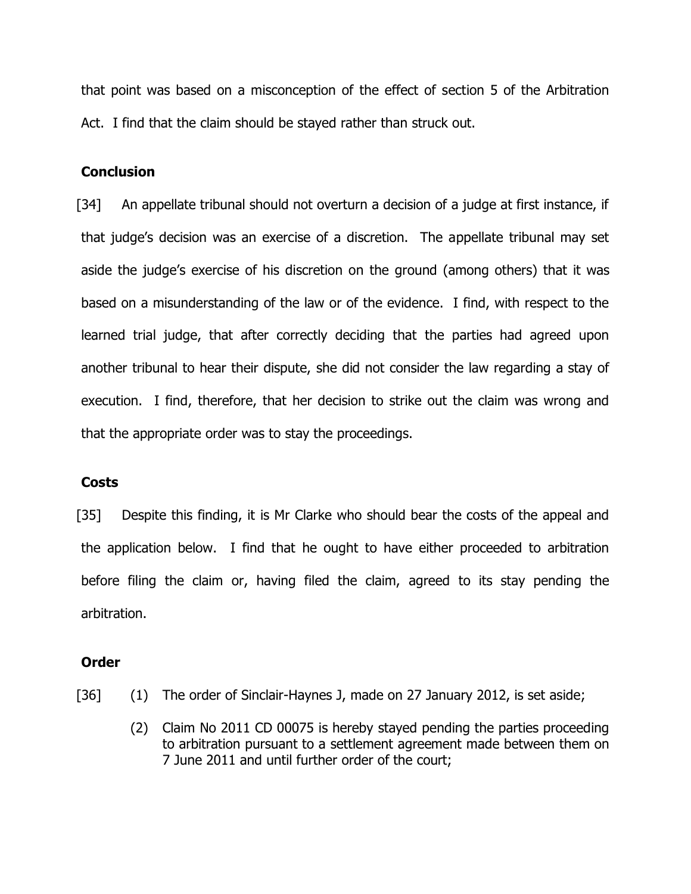that point was based on a misconception of the effect of section 5 of the Arbitration Act. I find that the claim should be stayed rather than struck out.

## Conclusion

[34] An appellate tribunal should not overturn a decision of a judge at first instance, if that judge's decision was an exercise of a discretion. The appellate tribunal may set aside the judge's exercise of his discretion on the ground (among others) that it was based on a misunderstanding of the law or of the evidence. I find, with respect to the learned trial judge, that after correctly deciding that the parties had agreed upon another tribunal to hear their dispute, she did not consider the law regarding a stay of execution. I find, therefore, that her decision to strike out the claim was wrong and that the appropriate order was to stay the proceedings.

## Costs

[35] Despite this finding, it is Mr Clarke who should bear the costs of the appeal and the application below. I find that he ought to have either proceeded to arbitration before filing the claim or, having filed the claim, agreed to its stay pending the arbitration.

## Order

[36] (1) The order of Sinclair-Haynes J, made on 27 January 2012, is set aside;

(2) Claim No 2011 CD 00075 is hereby stayed pending the parties proceeding to arbitration pursuant to a settlement agreement made between them on 7 June 2011 and until further order of the court;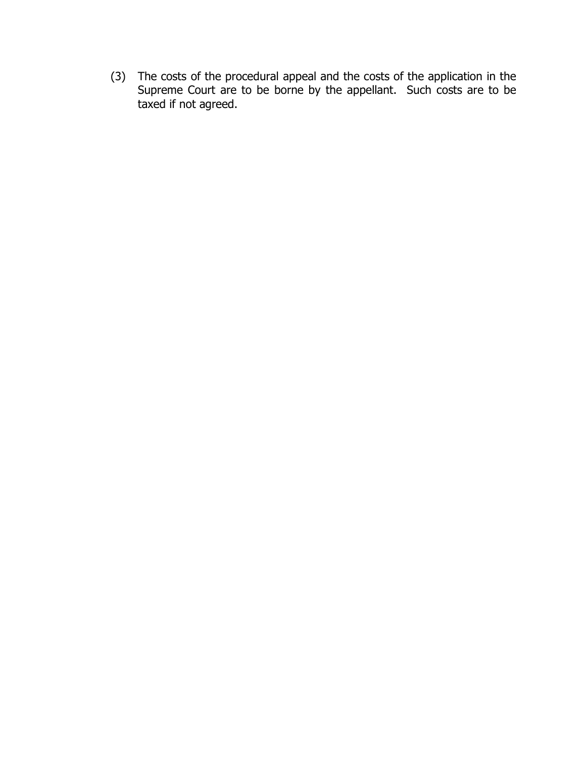(3) The costs of the procedural appeal and the costs of the application in the Supreme Court are to be borne by the appellant. Such costs are to be taxed if not agreed.